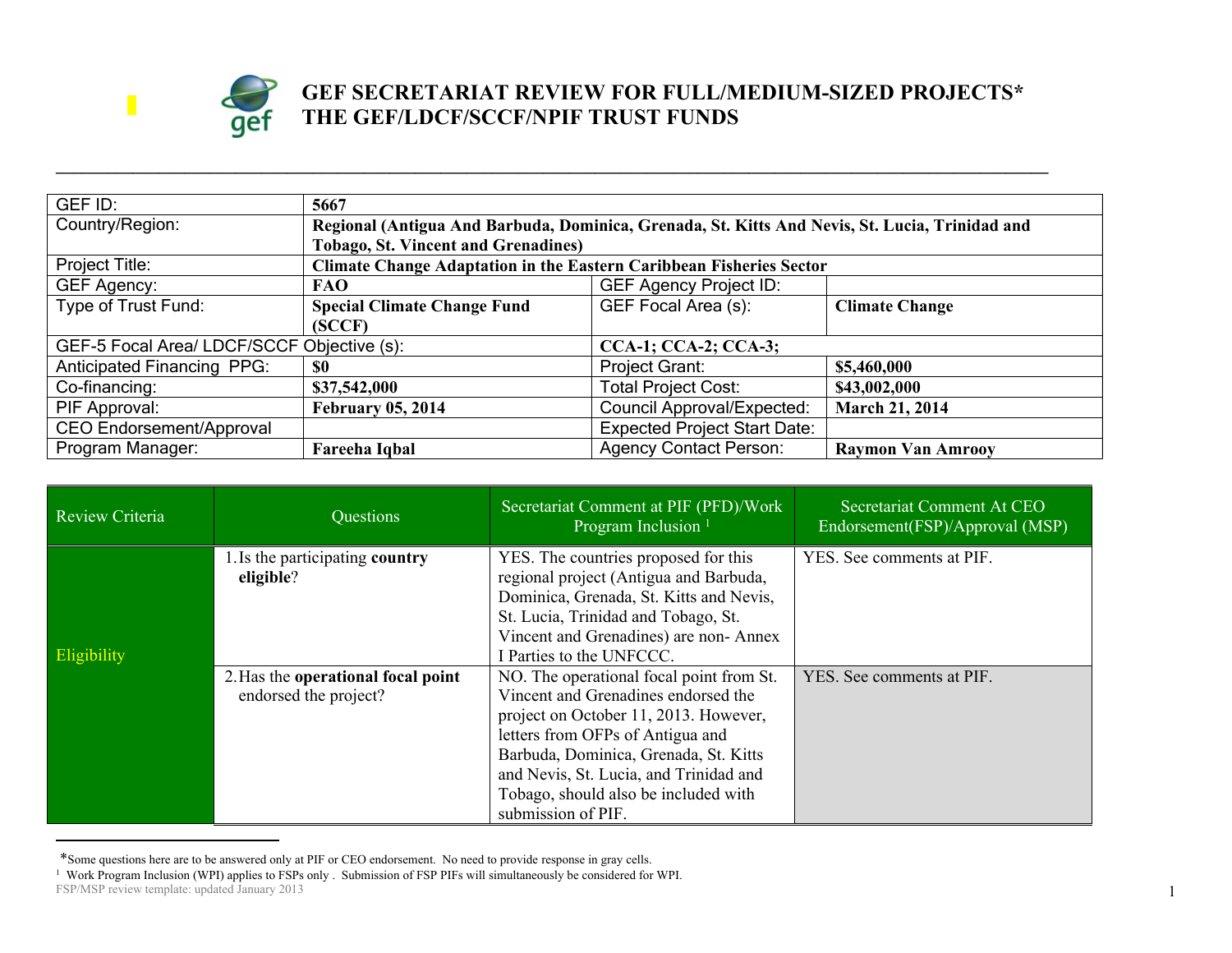# GEF SECRETARIAT REVIEW FOR FULL/MEDIUM-SIZED PROJECTS*
# THE GEF/LDCF/SCCF/NPIF TRUST FUNDS

| | | | |
|---|---|---|---|
| GEF ID: | **5667** | | |
| Country/Region: | **Regional (Antigua And Barbuda, Dominica, Grenada, St. Kitts And Nevis, St. Lucia, Trinidad and Tobago, St. Vincent and Grenadines)** | | |
| Project Title: | **Climate Change Adaptation in the Eastern Caribbean Fisheries Sector** | | |
| GEF Agency: | **FAO** | GEF Agency Project ID: | |
| Type of Trust Fund: | **Special Climate Change Fund (SCCF)** | GEF Focal Area (s): | **Climate Change** |
| GEF-5 Focal Area/ LDCF/SCCF Objective (s): | | **CCA-1; CCA-2; CCA-3;** | |
| Anticipated Financing PPG: | **$0** | Project Grant: | **$5,460,000** |
| Co-financing: | **$37,542,000** | Total Project Cost: | **$43,002,000** |
| PIF Approval: | **February 05, 2014** | Council Approval/Expected: | **March 21, 2014** |
| CEO Endorsement/Approval | | Expected Project Start Date: | |
| Program Manager: | **Fareeha Iqbal** | Agency Contact Person: | **Raymon Van Amrooy** |

| Review Criteria | Questions | Secretariat Comment at PIF (PFD)/Work Program Inclusion [1] | Secretariat Comment At CEO Endorsement(FSP)/Approval (MSP) |
|---|---|---|---|
| Eligibility | 1. Is the participating **country eligible**? | YES. The countries proposed for this regional project (Antigua and Barbuda, Dominica, Grenada, St. Kitts and Nevis, St. Lucia, Trinidad and Tobago, St. Vincent and Grenadines) are non- Annex I Parties to the UNFCCC. | YES. See comments at PIF. |
| | 2. Has the **operational focal point** endorsed the project? | NO. The operational focal point from St. Vincent and Grenadines endorsed the project on October 11, 2013. However, letters from OFPs of Antigua and Barbuda, Dominica, Grenada, St. Kitts and Nevis, St. Lucia, and Trinidad and Tobago, should also be included with submission of PIF. | YES. See comments at PIF. |

*Some questions here are to be answered only at PIF or CEO endorsement. No need to provide response in gray cells.

[1] Work Program Inclusion (WPI) applies to FSPs only . Submission of FSP PIFs will simultaneously be considered for WPI.

FSP/MSP review template: updated January 2013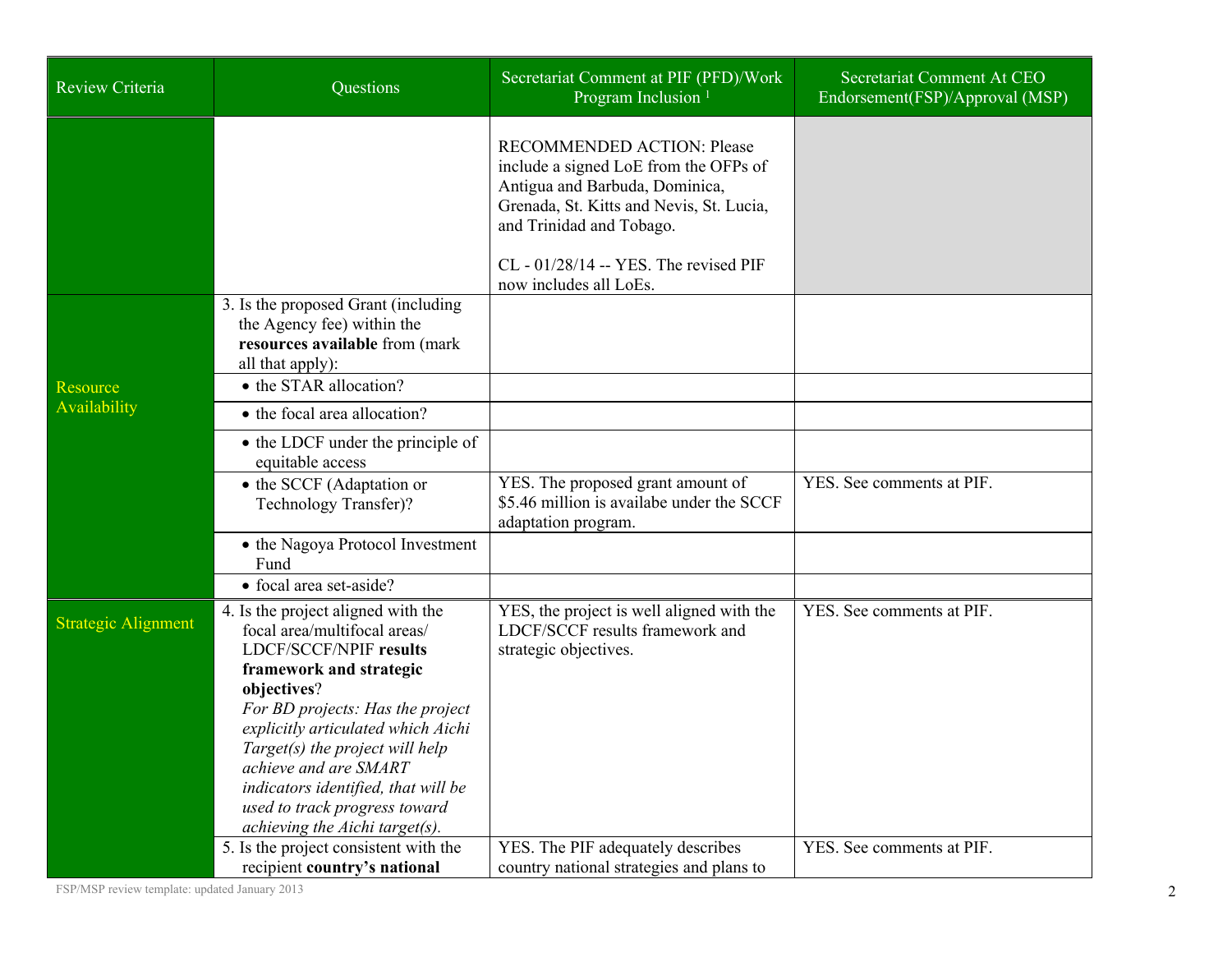| Review Criteria | Questions | Secretariat Comment at PIF (PFD)/Work Program Inclusion [1] | Secretariat Comment At CEO Endorsement(FSP)/Approval (MSP) |
|---|---|---|---|
| | | RECOMMENDED ACTION: Please include a signed LoE from the OFPs of Antigua and Barbuda, Dominica, Grenada, St. Kitts and Nevis, St. Lucia, and Trinidad and Tobago.<br><br>CL - 01/28/14 -- YES. The revised PIF now includes all LoEs. | |
| Resource Availability | 3. Is the proposed Grant (including the Agency fee) within the **resources available** from (mark all that apply): | | |
| | • the STAR allocation? | | |
| | • the focal area allocation? | | |
| | • the LDCF under the principle of equitable access | | |
| | • the SCCF (Adaptation or Technology Transfer)? | YES. The proposed grant amount of $5.46 million is availabe under the SCCF adaptation program. | YES. See comments at PIF. |
| | • the Nagoya Protocol Investment Fund | | |
| | • focal area set-aside? | | |
| Strategic Alignment | 4. Is the project aligned with the focal area/multifocal areas/ LDCF/SCCF/NPIF **results framework and strategic objectives**?<br>*For BD projects: Has the project explicitly articulated which Aichi Target(s) the project will help achieve and are SMART indicators identified, that will be used to track progress toward achieving the Aichi target(s).* | YES, the project is well aligned with the LDCF/SCCF results framework and strategic objectives. | YES. See comments at PIF. |
| | 5. Is the project consistent with the recipient **country's national** | YES. The PIF adequately describes country national strategies and plans to | YES. See comments at PIF. |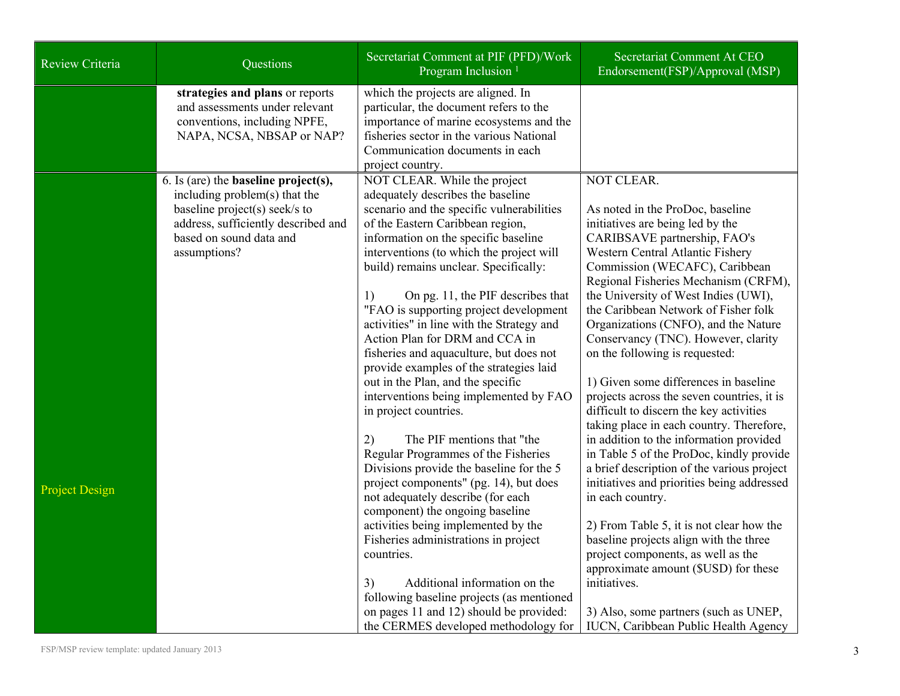| Review Criteria | Questions | Secretariat Comment at PIF (PFD)/Work Program Inclusion [1] | Secretariat Comment At CEO Endorsement(FSP)/Approval (MSP) |
|---|---|---|---|
| | **strategies and plans** or reports and assessments under relevant conventions, including NPFE, NAPA, NCSA, NBSAP or NAP? | which the projects are aligned. In particular, the document refers to the importance of marine ecosystems and the fisheries sector in the various National Communication documents in each project country. | |
| Project Design | 6. Is (are) the **baseline project(s),** including problem(s) that the baseline project(s) seek/s to address, sufficiently described and based on sound data and assumptions? | NOT CLEAR. While the project adequately describes the baseline scenario and the specific vulnerabilities of the Eastern Caribbean region, information on the specific baseline interventions (to which the project will build) remains unclear. Specifically:<br><br>1) On pg. 11, the PIF describes that "FAO is supporting project development activities" in line with the Strategy and Action Plan for DRM and CCA in fisheries and aquaculture, but does not provide examples of the strategies laid out in the Plan, and the specific interventions being implemented by FAO in project countries.<br><br>2) The PIF mentions that "the Regular Programmes of the Fisheries Divisions provide the baseline for the 5 project components" (pg. 14), but does not adequately describe (for each component) the ongoing baseline activities being implemented by the Fisheries administrations in project countries.<br><br>3) Additional information on the following baseline projects (as mentioned on pages 11 and 12) should be provided: the CERMES developed methodology for | NOT CLEAR.<br><br>As noted in the ProDoc, baseline initiatives are being led by the CARIBSAVE partnership, FAO's Western Central Atlantic Fishery Commission (WECAFC), Caribbean Regional Fisheries Mechanism (CRFM), the University of West Indies (UWI), the Caribbean Network of Fisher folk Organizations (CNFO), and the Nature Conservancy (TNC). However, clarity on the following is requested:<br><br>1) Given some differences in baseline projects across the seven countries, it is difficult to discern the key activities taking place in each country. Therefore, in addition to the information provided in Table 5 of the ProDoc, kindly provide a brief description of the various project initiatives and priorities being addressed in each country.<br><br>2) From Table 5, it is not clear how the baseline projects align with the three project components, as well as the approximate amount ($USD) for these initiatives.<br><br>3) Also, some partners (such as UNEP, IUCN, Caribbean Public Health Agency |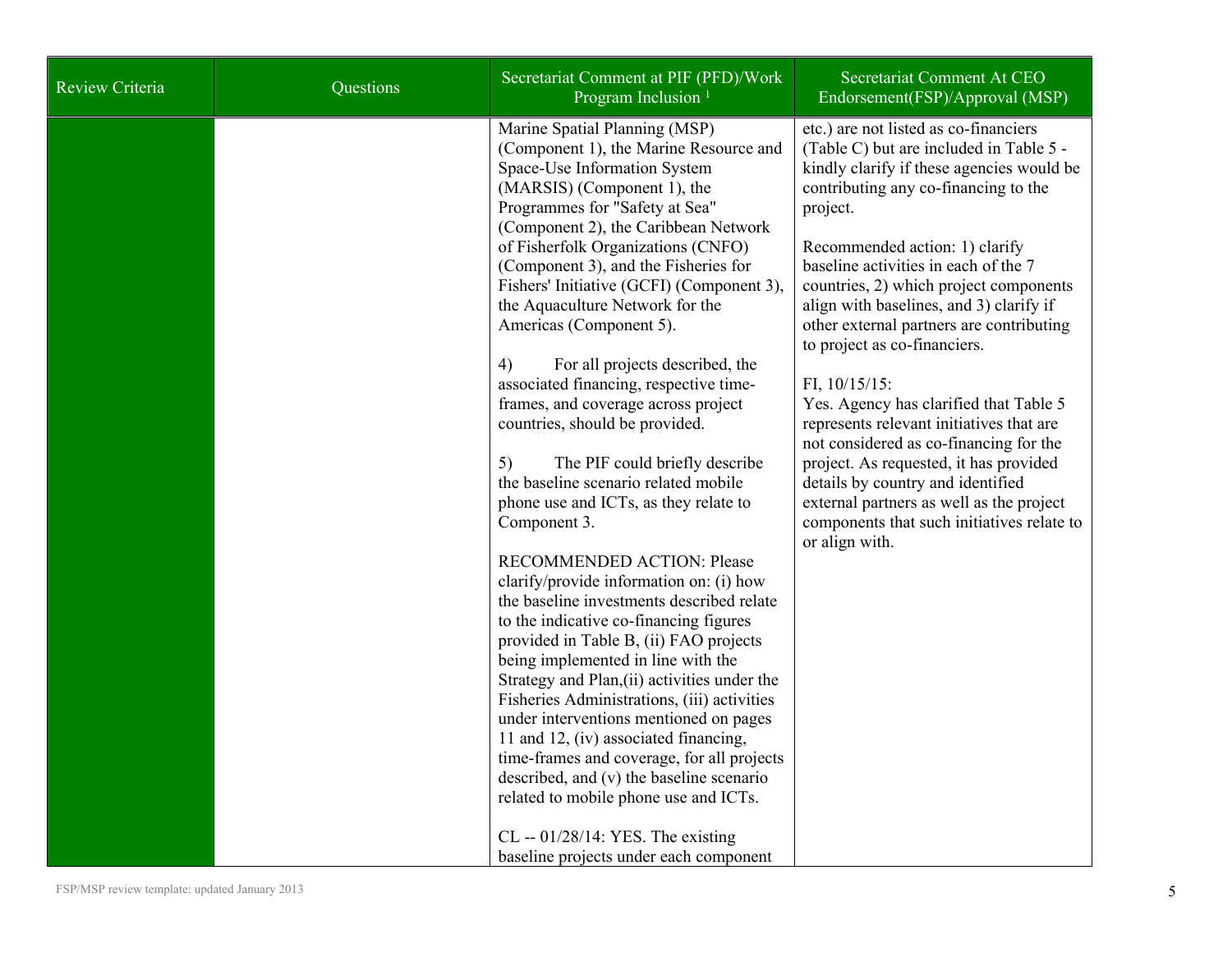| Review Criteria | Questions | Secretariat Comment at PIF (PFD)/Work Program Inclusion [1] | Secretariat Comment At CEO Endorsement(FSP)/Approval (MSP) |
|---|---|---|---|
| | | Marine Spatial Planning (MSP) (Component 1), the Marine Resource and Space-Use Information System (MARSIS) (Component 1), the Programmes for "Safety at Sea" (Component 2), the Caribbean Network of Fisherfolk Organizations (CNFO) (Component 3), and the Fisheries for Fishers' Initiative (GCFI) (Component 3), the Aquaculture Network for the Americas (Component 5).<br><br>4) For all projects described, the associated financing, respective time-frames, and coverage across project countries, should be provided.<br><br>5) The PIF could briefly describe the baseline scenario related mobile phone use and ICTs, as they relate to Component 3.<br><br>RECOMMENDED ACTION: Please clarify/provide information on: (i) how the baseline investments described relate to the indicative co-financing figures provided in Table B, (ii) FAO projects being implemented in line with the Strategy and Plan,(ii) activities under the Fisheries Administrations, (iii) activities under interventions mentioned on pages 11 and 12, (iv) associated financing, time-frames and coverage, for all projects described, and (v) the baseline scenario related to mobile phone use and ICTs.<br><br>CL -- 01/28/14: YES. The existing baseline projects under each component | etc.) are not listed as co-financiers (Table C) but are included in Table 5 - kindly clarify if these agencies would be contributing any co-financing to the project.<br><br>Recommended action: 1) clarify baseline activities in each of the 7 countries, 2) which project components align with baselines, and 3) clarify if other external partners are contributing to project as co-financiers.<br><br>FI, 10/15/15:<br>Yes. Agency has clarified that Table 5 represents relevant initiatives that are not considered as co-financing for the project. As requested, it has provided details by country and identified external partners as well as the project components that such initiatives relate to or align with. |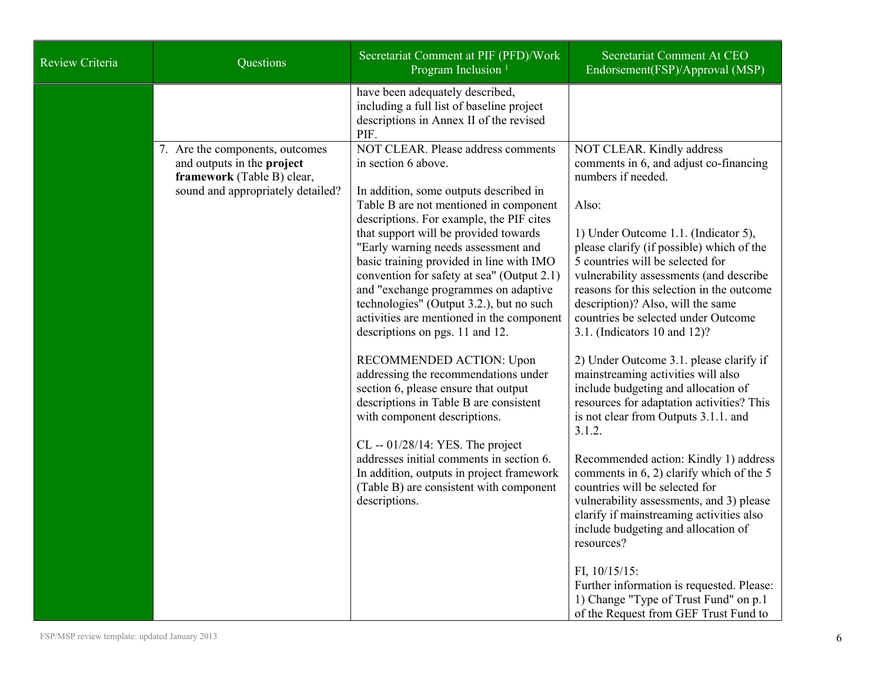| Review Criteria | Questions | Secretariat Comment at PIF (PFD)/Work Program Inclusion [1] | Secretariat Comment At CEO Endorsement(FSP)/Approval (MSP) |
|---|---|---|---|
| | | have been adequately described, including a full list of baseline project descriptions in Annex II of the revised PIF. | |
| | 7. Are the components, outcomes and outputs in the **project framework** (Table B) clear, sound and appropriately detailed? | NOT CLEAR. Please address comments in section 6 above.<br><br>In addition, some outputs described in Table B are not mentioned in component descriptions. For example, the PIF cites that support will be provided towards "Early warning needs assessment and basic training provided in line with IMO convention for safety at sea" (Output 2.1) and "exchange programmes on adaptive technologies" (Output 3.2.), but no such activities are mentioned in the component descriptions on pgs. 11 and 12.<br><br>RECOMMENDED ACTION: Upon addressing the recommendations under section 6, please ensure that output descriptions in Table B are consistent with component descriptions.<br><br>CL -- 01/28/14: YES. The project addresses initial comments in section 6. In addition, outputs in project framework (Table B) are consistent with component descriptions. | NOT CLEAR. Kindly address comments in 6, and adjust co-financing numbers if needed.<br><br>Also:<br><br>1) Under Outcome 1.1. (Indicator 5), please clarify (if possible) which of the 5 countries will be selected for vulnerability assessments (and describe reasons for this selection in the outcome description)? Also, will the same countries be selected under Outcome 3.1. (Indicators 10 and 12)?<br><br>2) Under Outcome 3.1. please clarify if mainstreaming activities will also include budgeting and allocation of resources for adaptation activities? This is not clear from Outputs 3.1.1. and 3.1.2.<br><br>Recommended action: Kindly 1) address comments in 6, 2) clarify which of the 5 countries will be selected for vulnerability assessments, and 3) please clarify if mainstreaming activities also include budgeting and allocation of resources?<br><br>FI, 10/15/15:<br>Further information is requested. Please:<br>1) Change "Type of Trust Fund" on p.1 of the Request from GEF Trust Fund to |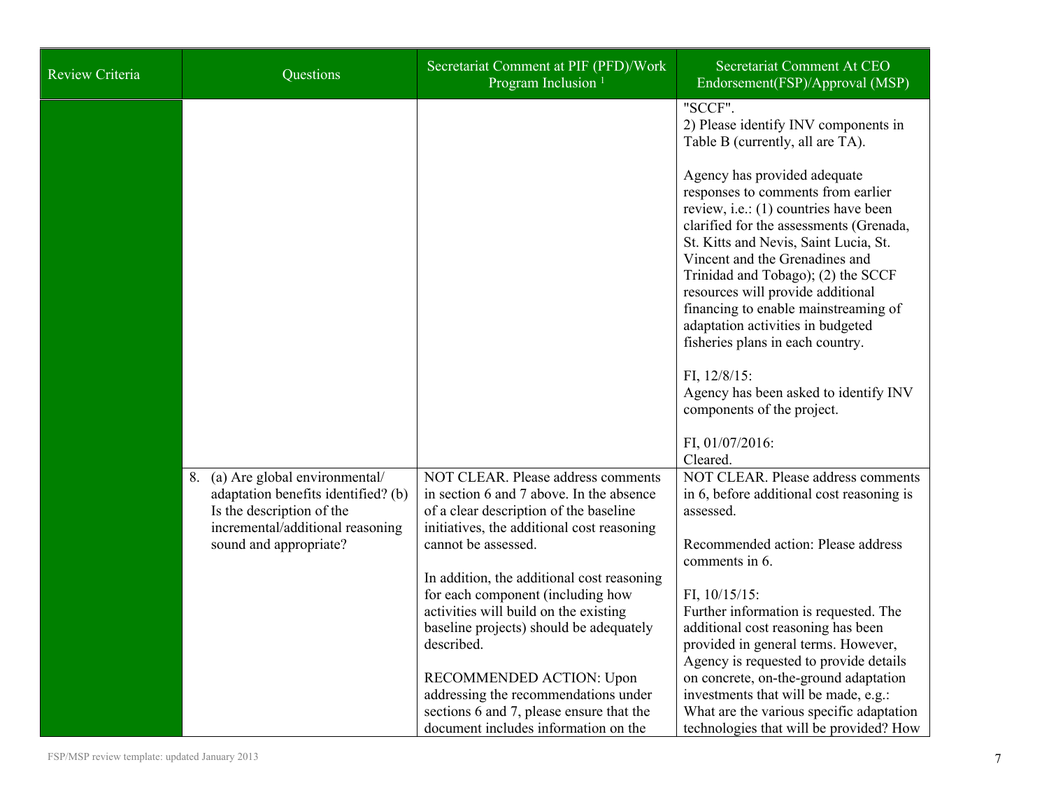| Review Criteria | Questions | Secretariat Comment at PIF (PFD)/Work Program Inclusion [1] | Secretariat Comment At CEO Endorsement(FSP)/Approval (MSP) |
|---|---|---|---|
| | | | "SCCF".<br>2) Please identify INV components in Table B (currently, all are TA).<br><br>Agency has provided adequate responses to comments from earlier review, i.e.: (1) countries have been clarified for the assessments (Grenada, St. Kitts and Nevis, Saint Lucia, St. Vincent and the Grenadines and Trinidad and Tobago); (2) the SCCF resources will provide additional financing to enable mainstreaming of adaptation activities in budgeted fisheries plans in each country.<br><br>FI, 12/8/15:<br>Agency has been asked to identify INV components of the project.<br><br>FI, 01/07/2016:<br>Cleared. |
| | 8. (a) Are global environmental/ adaptation benefits identified? (b) Is the description of the incremental/additional reasoning sound and appropriate? | NOT CLEAR. Please address comments in section 6 and 7 above. In the absence of a clear description of the baseline initiatives, the additional cost reasoning cannot be assessed.<br><br>In addition, the additional cost reasoning for each component (including how activities will build on the existing baseline projects) should be adequately described.<br><br>RECOMMENDED ACTION: Upon addressing the recommendations under sections 6 and 7, please ensure that the document includes information on the | NOT CLEAR. Please address comments in 6, before additional cost reasoning is assessed.<br><br>Recommended action: Please address comments in 6.<br><br>FI, 10/15/15:<br>Further information is requested. The additional cost reasoning has been provided in general terms. However, Agency is requested to provide details on concrete, on-the-ground adaptation investments that will be made, e.g.: What are the various specific adaptation technologies that will be provided? How |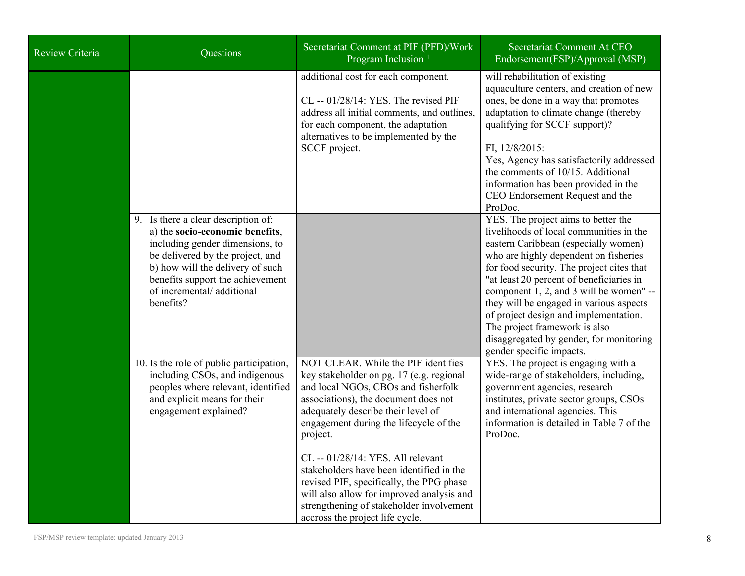| Review Criteria | Questions | Secretariat Comment at PIF (PFD)/Work Program Inclusion [1] | Secretariat Comment At CEO Endorsement(FSP)/Approval (MSP) |
|---|---|---|---|
| | | additional cost for each component.<br><br>CL -- 01/28/14: YES. The revised PIF address all initial comments, and outlines, for each component, the adaptation alternatives to be implemented by the SCCF project. | will rehabilitation of existing aquaculture centers, and creation of new ones, be done in a way that promotes adaptation to climate change (thereby qualifying for SCCF support)?<br><br>FI, 12/8/2015:<br>Yes, Agency has satisfactorily addressed the comments of 10/15. Additional information has been provided in the CEO Endorsement Request and the ProDoc. |
| | 9. Is there a clear description of: a) the **socio-economic benefits**, including gender dimensions, to be delivered by the project, and b) how will the delivery of such benefits support the achievement of incremental/ additional benefits? | | YES. The project aims to better the livelihoods of local communities in the eastern Caribbean (especially women) who are highly dependent on fisheries for food security. The project cites that "at least 20 percent of beneficiaries in component 1, 2, and 3 will be women" -- they will be engaged in various aspects of project design and implementation. The project framework is also disaggregated by gender, for monitoring gender specific impacts. |
| | 10. Is the role of public participation, including CSOs, and indigenous peoples where relevant, identified and explicit means for their engagement explained? | NOT CLEAR. While the PIF identifies key stakeholder on pg. 17 (e.g. regional and local NGOs, CBOs and fisherfolk associations), the document does not adequately describe their level of engagement during the lifecycle of the project.<br><br>CL -- 01/28/14: YES. All relevant stakeholders have been identified in the revised PIF, specifically, the PPG phase will also allow for improved analysis and strengthening of stakeholder involvement accross the project life cycle. | YES. The project is engaging with a wide-range of stakeholders, including, government agencies, research institutes, private sector groups, CSOs and international agencies. This information is detailed in Table 7 of the ProDoc. |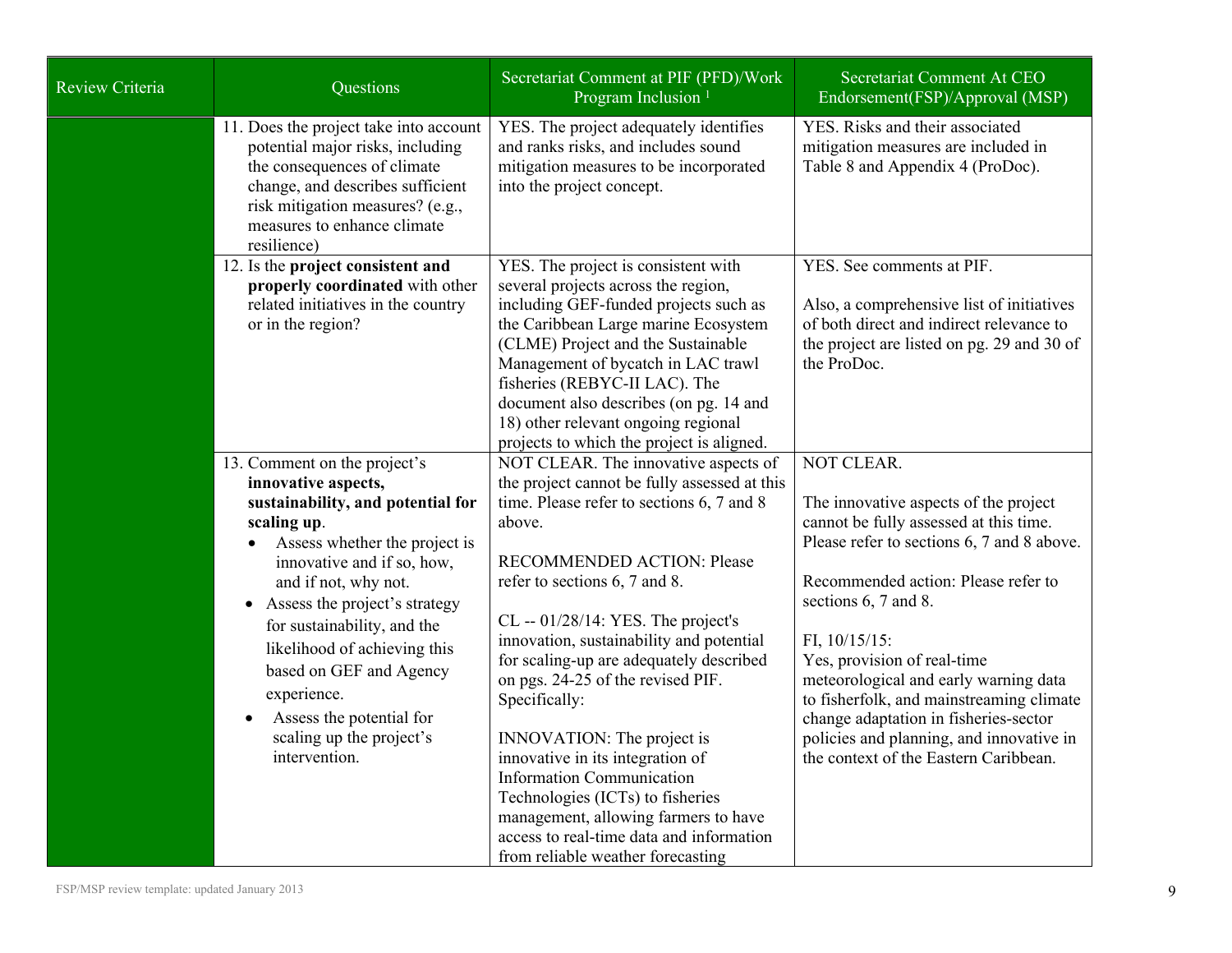| Review Criteria | Questions | Secretariat Comment at PIF (PFD)/Work Program Inclusion [1] | Secretariat Comment At CEO Endorsement(FSP)/Approval (MSP) |
|---|---|---|---|
| | 11. Does the project take into account potential major risks, including the consequences of climate change, and describes sufficient risk mitigation measures? (e.g., measures to enhance climate resilience) | YES. The project adequately identifies and ranks risks, and includes sound mitigation measures to be incorporated into the project concept. | YES. Risks and their associated mitigation measures are included in Table 8 and Appendix 4 (ProDoc). |
| | 12. Is the **project consistent and properly coordinated** with other related initiatives in the country or in the region? | YES. The project is consistent with several projects across the region, including GEF-funded projects such as the Caribbean Large marine Ecosystem (CLME) Project and the Sustainable Management of bycatch in LAC trawl fisheries (REBYC-II LAC). The document also describes (on pg. 14 and 18) other relevant ongoing regional projects to which the project is aligned. | YES. See comments at PIF.<br><br>Also, a comprehensive list of initiatives of both direct and indirect relevance to the project are listed on pg. 29 and 30 of the ProDoc. |
| | 13. Comment on the project's **innovative aspects, sustainability, and potential for scaling up**.<br>• Assess whether the project is innovative and if so, how, and if not, why not.<br>• Assess the project's strategy for sustainability, and the likelihood of achieving this based on GEF and Agency experience.<br>• Assess the potential for scaling up the project's intervention. | NOT CLEAR. The innovative aspects of the project cannot be fully assessed at this time. Please refer to sections 6, 7 and 8 above.<br><br>RECOMMENDED ACTION: Please refer to sections 6, 7 and 8.<br><br>CL -- 01/28/14: YES. The project's innovation, sustainability and potential for scaling-up are adequately described on pgs. 24-25 of the revised PIF. Specifically:<br><br>INNOVATION: The project is innovative in its integration of Information Communication Technologies (ICTs) to fisheries management, allowing farmers to have access to real-time data and information from reliable weather forecasting | NOT CLEAR.<br><br>The innovative aspects of the project cannot be fully assessed at this time. Please refer to sections 6, 7 and 8 above.<br><br>Recommended action: Please refer to sections 6, 7 and 8.<br><br>FI, 10/15/15:<br>Yes, provision of real-time meteorological and early warning data to fisherfolk, and mainstreaming climate change adaptation in fisheries-sector policies and planning, and innovative in the context of the Eastern Caribbean. |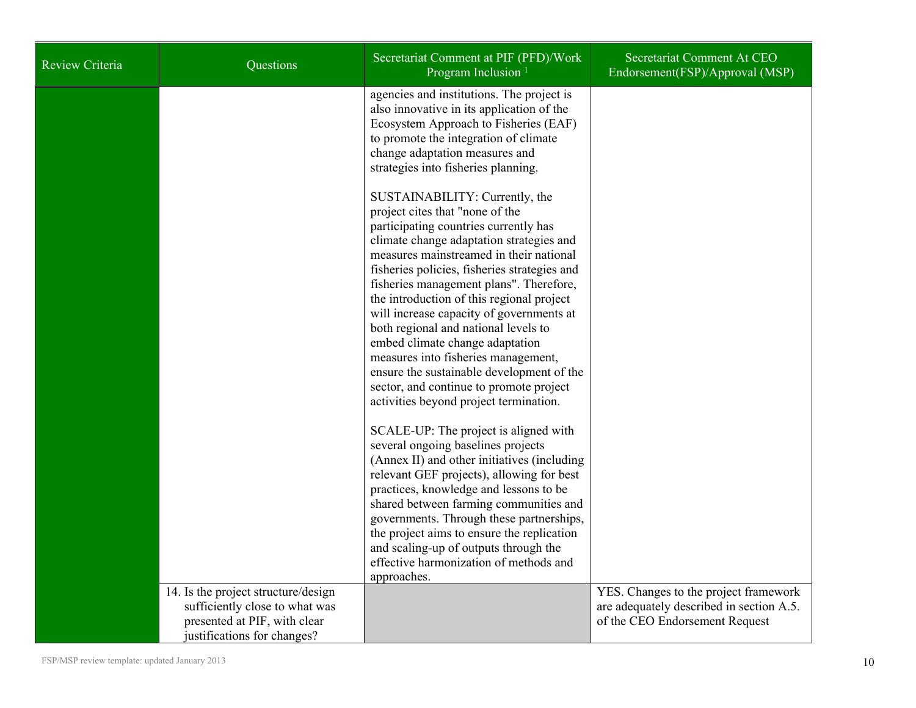| Review Criteria | Questions | Secretariat Comment at PIF (PFD)/Work Program Inclusion [1] | Secretariat Comment At CEO Endorsement(FSP)/Approval (MSP) |
|---|---|---|---|
| | | agencies and institutions. The project is also innovative in its application of the Ecosystem Approach to Fisheries (EAF) to promote the integration of climate change adaptation measures and strategies into fisheries planning.<br><br>SUSTAINABILITY: Currently, the project cites that "none of the participating countries currently has climate change adaptation strategies and measures mainstreamed in their national fisheries policies, fisheries strategies and fisheries management plans". Therefore, the introduction of this regional project will increase capacity of governments at both regional and national levels to embed climate change adaptation measures into fisheries management, ensure the sustainable development of the sector, and continue to promote project activities beyond project termination.<br><br>SCALE-UP: The project is aligned with several ongoing baselines projects (Annex II) and other initiatives (including relevant GEF projects), allowing for best practices, knowledge and lessons to be shared between farming communities and governments. Through these partnerships, the project aims to ensure the replication and scaling-up of outputs through the effective harmonization of methods and approaches. | |
| | 14. Is the project structure/design sufficiently close to what was presented at PIF, with clear justifications for changes? | | YES. Changes to the project framework are adequately described in section A.5. of the CEO Endorsement Request |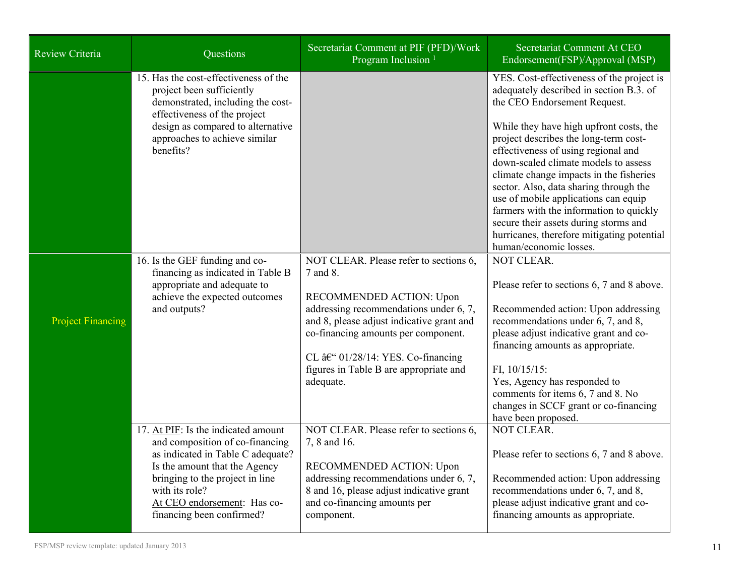| Review Criteria | Questions | Secretariat Comment at PIF (PFD)/Work Program Inclusion [1] | Secretariat Comment At CEO Endorsement(FSP)/Approval (MSP) |
|---|---|---|---|
| | 15. Has the cost-effectiveness of the project been sufficiently demonstrated, including the cost-effectiveness of the project design as compared to alternative approaches to achieve similar benefits? | | YES. Cost-effectiveness of the project is adequately described in section B.3. of the CEO Endorsement Request.<br><br>While they have high upfront costs, the project describes the long-term cost-effectiveness of using regional and down-scaled climate models to assess climate change impacts in the fisheries sector. Also, data sharing through the use of mobile applications can equip farmers with the information to quickly secure their assets during storms and hurricanes, therefore mitigating potential human/economic losses. |
| Project Financing | 16. Is the GEF funding and co-financing as indicated in Table B appropriate and adequate to achieve the expected outcomes and outputs? | NOT CLEAR. Please refer to sections 6, 7 and 8.<br><br>RECOMMENDED ACTION: Upon addressing recommendations under 6, 7, and 8, please adjust indicative grant and co-financing amounts per component.<br><br>CL â€" 01/28/14: YES. Co-financing figures in Table B are appropriate and adequate. | NOT CLEAR.<br><br>Please refer to sections 6, 7 and 8 above.<br><br>Recommended action: Upon addressing recommendations under 6, 7, and 8, please adjust indicative grant and co-financing amounts as appropriate.<br><br>FI, 10/15/15:<br>Yes, Agency has responded to comments for items 6, 7 and 8. No changes in SCCF grant or co-financing have been proposed. |
| | 17. At PIF: Is the indicated amount and composition of co-financing as indicated in Table C adequate? Is the amount that the Agency bringing to the project in line with its role?<br>At CEO endorsement: Has co-financing been confirmed? | NOT CLEAR. Please refer to sections 6, 7, 8 and 16.<br><br>RECOMMENDED ACTION: Upon addressing recommendations under 6, 7, 8 and 16, please adjust indicative grant and co-financing amounts per component. | NOT CLEAR.<br><br>Please refer to sections 6, 7 and 8 above.<br><br>Recommended action: Upon addressing recommendations under 6, 7, and 8, please adjust indicative grant and co-financing amounts as appropriate. |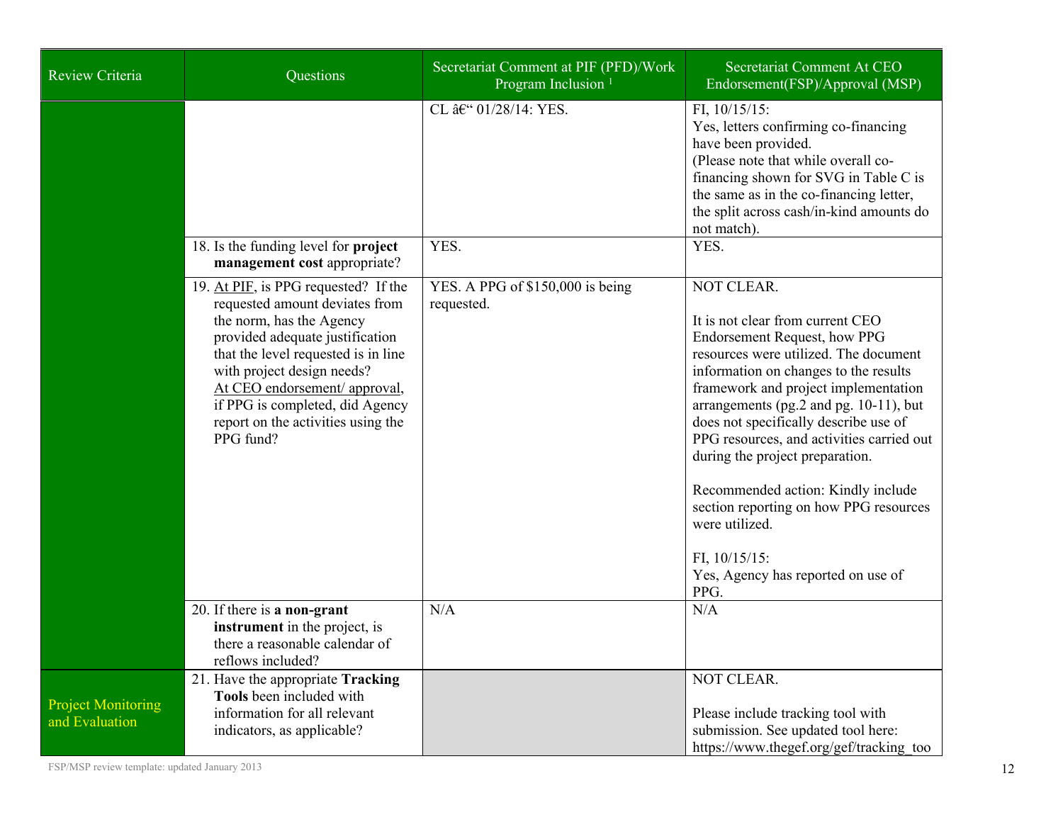| Review Criteria | Questions | Secretariat Comment at PIF (PFD)/Work Program Inclusion [1] | Secretariat Comment At CEO Endorsement(FSP)/Approval (MSP) |
|---|---|---|---|
| | | CL â€“ 01/28/14: YES. | FI, 10/15/15:<br>Yes, letters confirming co-financing have been provided.<br>(Please note that while overall co-financing shown for SVG in Table C is the same as in the co-financing letter, the split across cash/in-kind amounts do not match). |
| | 18. Is the funding level for **project management cost** appropriate? | YES. | YES. |
| | 19. At PIF, is PPG requested? If the requested amount deviates from the norm, has the Agency provided adequate justification that the level requested is in line with project design needs?<br>At CEO endorsement/ approval, if PPG is completed, did Agency report on the activities using the PPG fund? | YES. A PPG of $150,000 is being requested. | NOT CLEAR.<br><br>It is not clear from current CEO Endorsement Request, how PPG resources were utilized. The document information on changes to the results framework and project implementation arrangements (pg.2 and pg. 10-11), but does not specifically describe use of PPG resources, and activities carried out during the project preparation.<br><br>Recommended action: Kindly include section reporting on how PPG resources were utilized.<br><br>FI, 10/15/15:<br>Yes, Agency has reported on use of PPG. |
| | 20. If there is **a non-grant instrument** in the project, is there a reasonable calendar of reflows included? | N/A | N/A |
| Project Monitoring and Evaluation | 21. Have the appropriate **Tracking Tools** been included with information for all relevant indicators, as applicable? | | NOT CLEAR.<br><br>Please include tracking tool with submission. See updated tool here: https://www.thegef.org/gef/tracking_too |

FSP/MSP review template: updated January 2013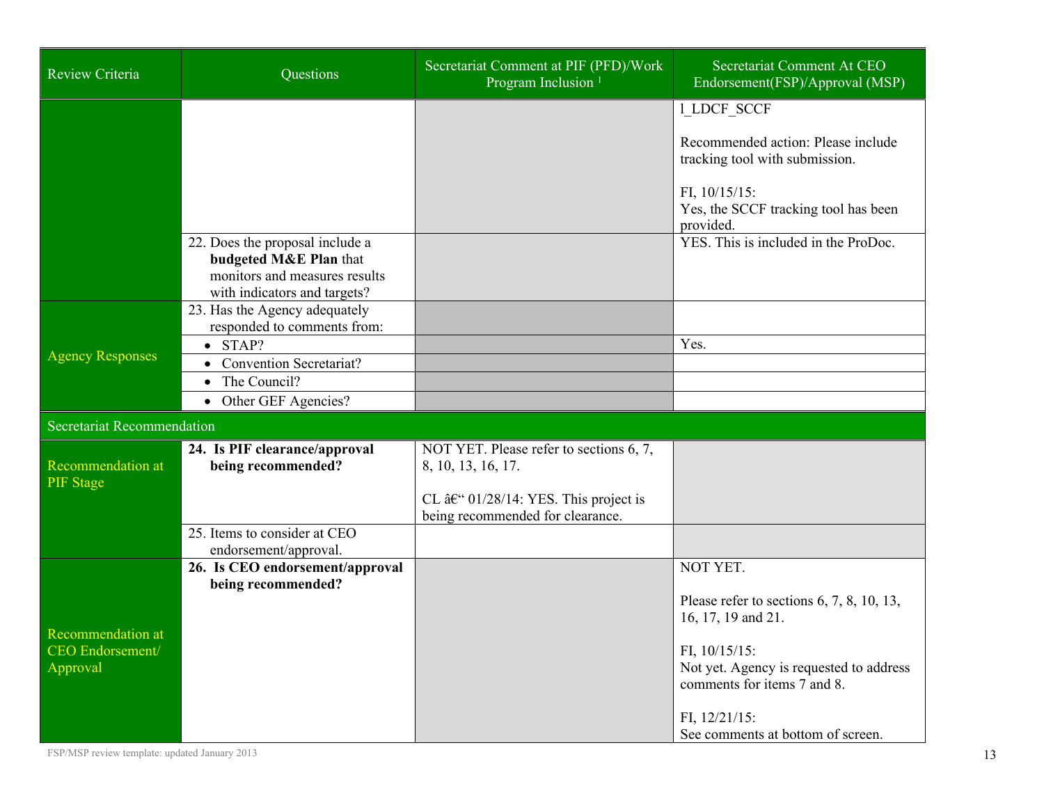| Review Criteria | Questions | Secretariat Comment at PIF (PFD)/Work Program Inclusion [1] | Secretariat Comment At CEO Endorsement(FSP)/Approval (MSP) |
|---|---|---|---|
| | | | l_LDCF_SCCF<br><br>Recommended action: Please include tracking tool with submission.<br><br>FI, 10/15/15:<br>Yes, the SCCF tracking tool has been provided. |
| | 22. Does the proposal include a **budgeted M&E Plan** that monitors and measures results with indicators and targets? | | YES. This is included in the ProDoc. |
| Agency Responses | 23. Has the Agency adequately responded to comments from: | | |
| | • STAP? | | Yes. |
| | • Convention Secretariat? | | |
| | • The Council? | | |
| | • Other GEF Agencies? | | |
| Secretariat Recommendation | | | |
| Recommendation at PIF Stage | **24. Is PIF clearance/approval being recommended?** | NOT YET. Please refer to sections 6, 7, 8, 10, 13, 16, 17.<br><br>CL â€" 01/28/14: YES. This project is being recommended for clearance. | |
| | 25. Items to consider at CEO endorsement/approval. | | |
| Recommendation at CEO Endorsement/ Approval | **26. Is CEO endorsement/approval being recommended?** | | NOT YET.<br><br>Please refer to sections 6, 7, 8, 10, 13, 16, 17, 19 and 21.<br><br>FI, 10/15/15:<br>Not yet. Agency is requested to address comments for items 7 and 8.<br><br>FI, 12/21/15:<br>See comments at bottom of screen. |

FSP/MSP review template: updated January 2013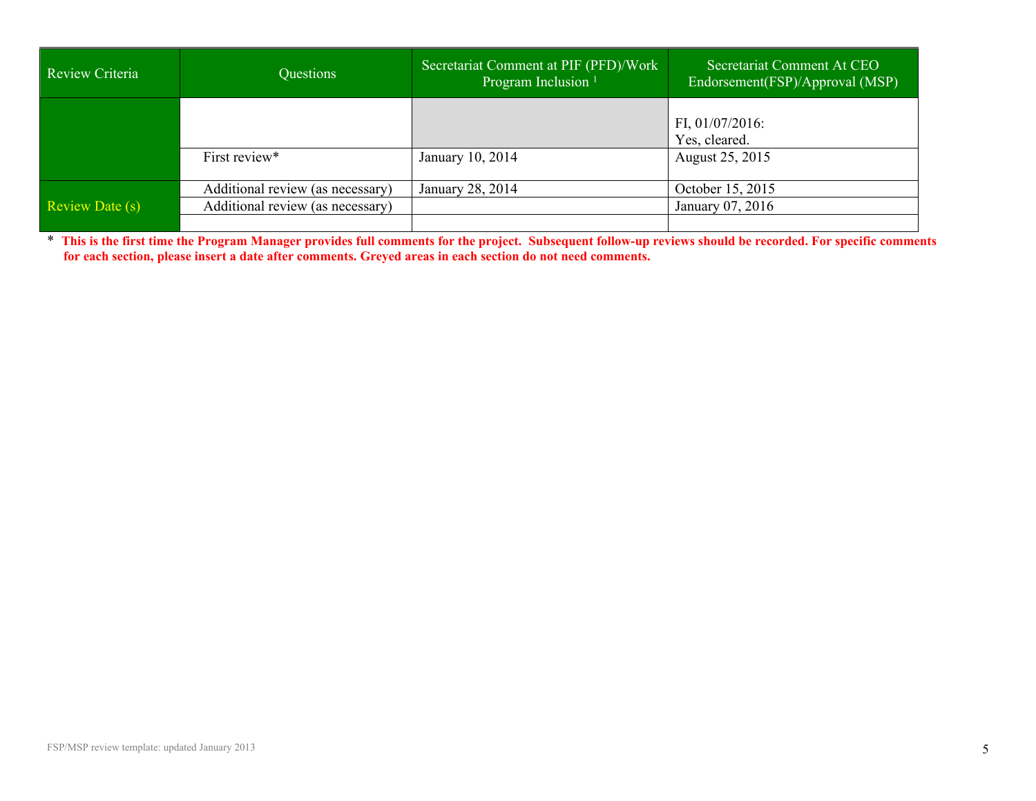| Review Criteria | Questions | Secretariat Comment at PIF (PFD)/Work Program Inclusion [1] | Secretariat Comment At CEO Endorsement(FSP)/Approval (MSP) |
|---|---|---|---|
| | | | FI, 01/07/2016: Yes, cleared. |
| | First review* | January 10, 2014 | August 25, 2015 |
| Review Date (s) | Additional review (as necessary) | January 28, 2014 | October 15, 2015 |
| | Additional review (as necessary) | | January 07, 2016 |
| | | | |

\* **This is the first time the Program Manager provides full comments for the project. Subsequent follow-up reviews should be recorded. For specific comments for each section, please insert a date after comments. Greyed areas in each section do not need comments.**

FSP/MSP review template: updated January 2013